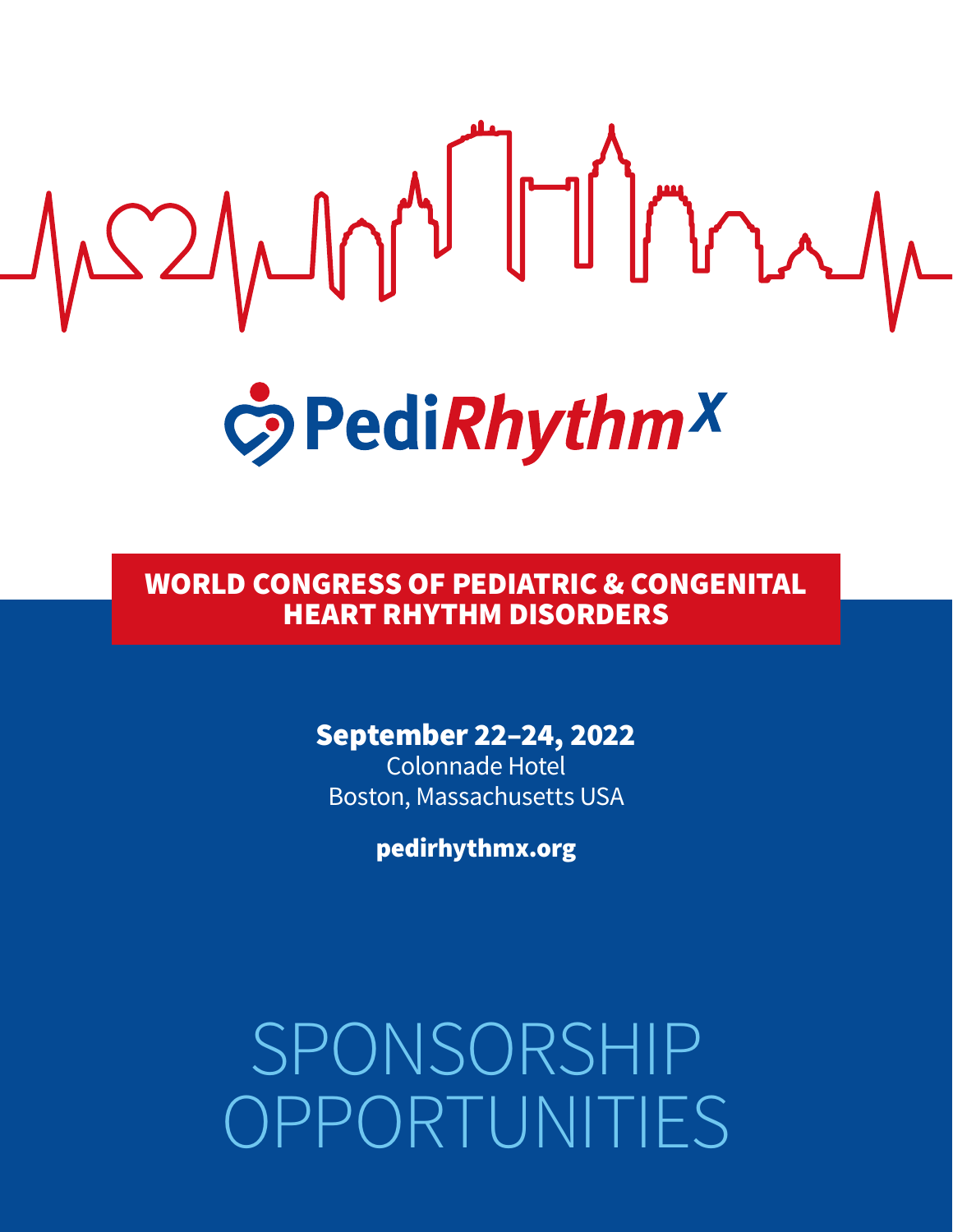# PediRhythm X

## WORLD CONGRESS OF PEDIATRIC & CONGENITAL HEART RHYTHM DISORDERS

**September 22–24, 2022**
Colonnade Hotel
Boston, Massachusetts USA

**pedirhythmx.org**

# SPONSORSHIP OPPORTUNITIES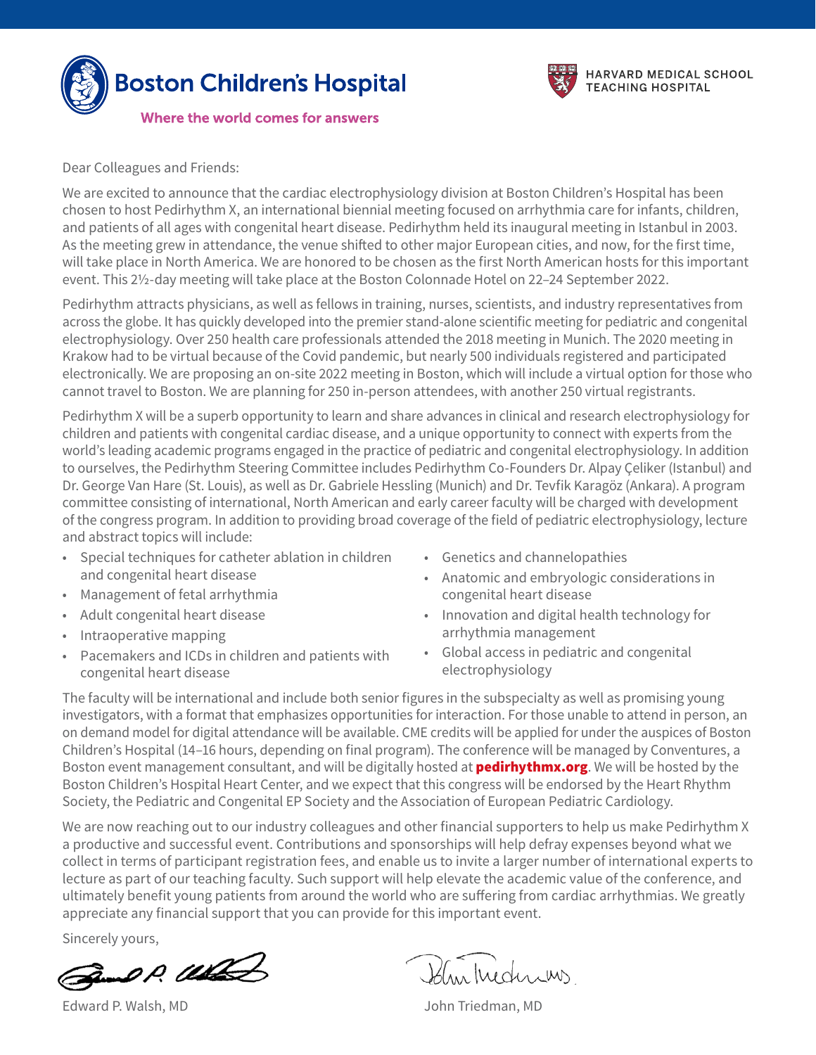Boston Children's Hospital

Where the world comes for answers

HARVARD MEDICAL SCHOOL
TEACHING HOSPITAL

Dear Colleagues and Friends:

We are excited to announce that the cardiac electrophysiology division at Boston Children's Hospital has been chosen to host Pedirhythm X, an international biennial meeting focused on arrhythmia care for infants, children, and patients of all ages with congenital heart disease. Pedirhythm held its inaugural meeting in Istanbul in 2003. As the meeting grew in attendance, the venue shifted to other major European cities, and now, for the first time, will take place in North America. We are honored to be chosen as the first North American hosts for this important event. This 2½-day meeting will take place at the Boston Colonnade Hotel on 22–24 September 2022.

Pedirhythm attracts physicians, as well as fellows in training, nurses, scientists, and industry representatives from across the globe. It has quickly developed into the premier stand-alone scientific meeting for pediatric and congenital electrophysiology. Over 250 health care professionals attended the 2018 meeting in Munich. The 2020 meeting in Krakow had to be virtual because of the Covid pandemic, but nearly 500 individuals registered and participated electronically. We are proposing an on-site 2022 meeting in Boston, which will include a virtual option for those who cannot travel to Boston. We are planning for 250 in-person attendees, with another 250 virtual registrants.

Pedirhythm X will be a superb opportunity to learn and share advances in clinical and research electrophysiology for children and patients with congenital cardiac disease, and a unique opportunity to connect with experts from the world's leading academic programs engaged in the practice of pediatric and congenital electrophysiology. In addition to ourselves, the Pedirhythm Steering Committee includes Pedirhythm Co-Founders Dr. Alpay Çeliker (Istanbul) and Dr. George Van Hare (St. Louis), as well as Dr. Gabriele Hessling (Munich) and Dr. Tevfik Karagöz (Ankara). A program committee consisting of international, North American and early career faculty will be charged with development of the congress program. In addition to providing broad coverage of the field of pediatric electrophysiology, lecture and abstract topics will include:

- Special techniques for catheter ablation in children and congenital heart disease
- Management of fetal arrhythmia
- Adult congenital heart disease
- Intraoperative mapping
- Pacemakers and ICDs in children and patients with congenital heart disease
- Genetics and channelopathies
- Anatomic and embryologic considerations in congenital heart disease
- Innovation and digital health technology for arrhythmia management
- Global access in pediatric and congenital electrophysiology

The faculty will be international and include both senior figures in the subspecialty as well as promising young investigators, with a format that emphasizes opportunities for interaction. For those unable to attend in person, an on demand model for digital attendance will be available. CME credits will be applied for under the auspices of Boston Children's Hospital (14–16 hours, depending on final program). The conference will be managed by Conventures, a Boston event management consultant, and will be digitally hosted at **pedirhythmx.org**. We will be hosted by the Boston Children's Hospital Heart Center, and we expect that this congress will be endorsed by the Heart Rhythm Society, the Pediatric and Congenital EP Society and the Association of European Pediatric Cardiology.

We are now reaching out to our industry colleagues and other financial supporters to help us make Pedirhythm X a productive and successful event. Contributions and sponsorships will help defray expenses beyond what we collect in terms of participant registration fees, and enable us to invite a larger number of international experts to lecture as part of our teaching faculty. Such support will help elevate the academic value of the conference, and ultimately benefit young patients from around the world who are suffering from cardiac arrhythmias. We greatly appreciate any financial support that you can provide for this important event.

Sincerely yours,

Edward P. Walsh, MD

John Triedman, MD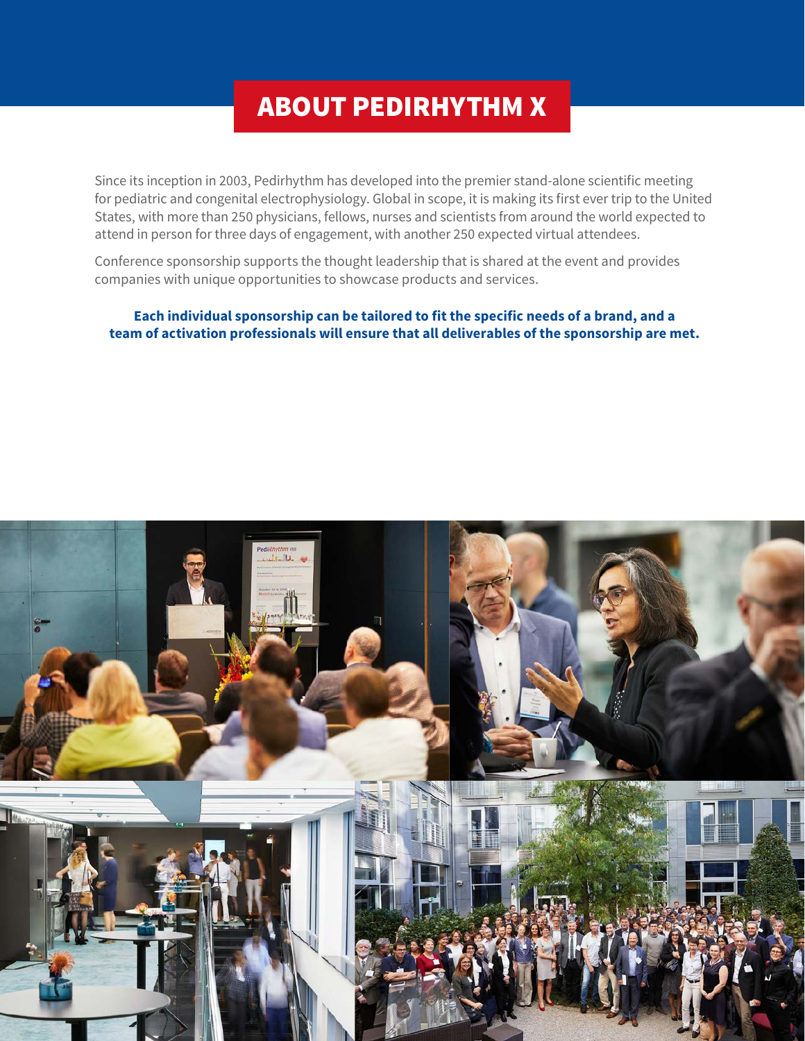# ABOUT PEDIRHYTHM X

Since its inception in 2003, Pedirhythm has developed into the premier stand-alone scientific meeting for pediatric and congenital electrophysiology. Global in scope, it is making its first ever trip to the United States, with more than 250 physicians, fellows, nurses and scientists from around the world expected to attend in person for three days of engagement, with another 250 expected virtual attendees.

Conference sponsorship supports the thought leadership that is shared at the event and provides companies with unique opportunities to showcase products and services.

**Each individual sponsorship can be tailored to fit the specific needs of a brand, and a team of activation professionals will ensure that all deliverables of the sponsorship are met.**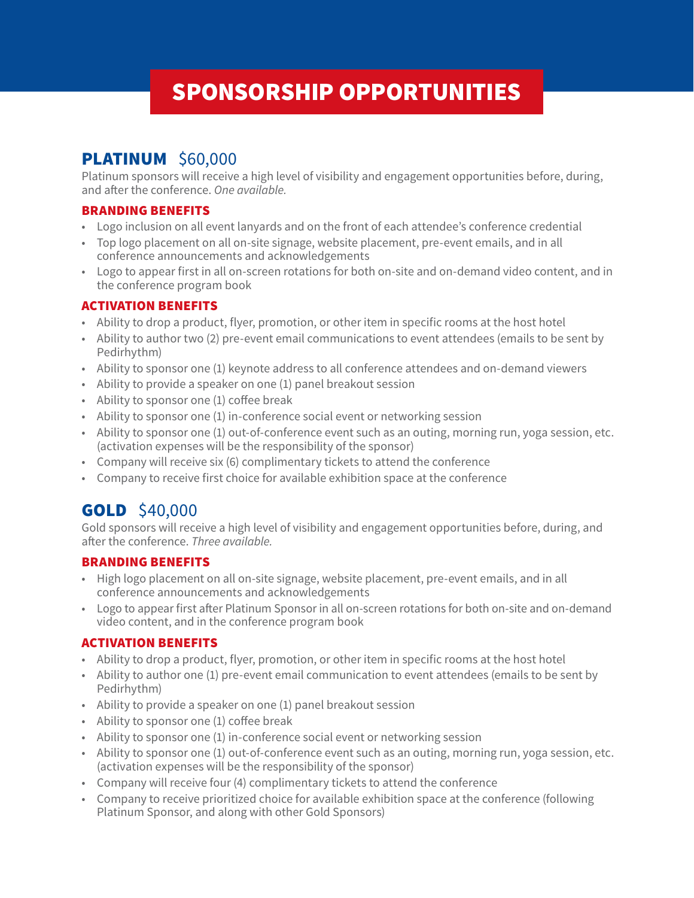# SPONSORSHIP OPPORTUNITIES

## PLATINUM $60,000

Platinum sponsors will receive a high level of visibility and engagement opportunities before, during, and after the conference. *One available.*

### BRANDING BENEFITS

- Logo inclusion on all event lanyards and on the front of each attendee's conference credential
- Top logo placement on all on-site signage, website placement, pre-event emails, and in all conference announcements and acknowledgements
- Logo to appear first in all on-screen rotations for both on-site and on-demand video content, and in the conference program book

### ACTIVATION BENEFITS

- Ability to drop a product, flyer, promotion, or other item in specific rooms at the host hotel
- Ability to author two (2) pre-event email communications to event attendees (emails to be sent by Pedirhythm)
- Ability to sponsor one (1) keynote address to all conference attendees and on-demand viewers
- Ability to provide a speaker on one (1) panel breakout session
- Ability to sponsor one (1) coffee break
- Ability to sponsor one (1) in-conference social event or networking session
- Ability to sponsor one (1) out-of-conference event such as an outing, morning run, yoga session, etc. (activation expenses will be the responsibility of the sponsor)
- Company will receive six (6) complimentary tickets to attend the conference
- Company to receive first choice for available exhibition space at the conference

## GOLD $40,000

Gold sponsors will receive a high level of visibility and engagement opportunities before, during, and after the conference. *Three available.*

### BRANDING BENEFITS

- High logo placement on all on-site signage, website placement, pre-event emails, and in all conference announcements and acknowledgements
- Logo to appear first after Platinum Sponsor in all on-screen rotations for both on-site and on-demand video content, and in the conference program book

### ACTIVATION BENEFITS

- Ability to drop a product, flyer, promotion, or other item in specific rooms at the host hotel
- Ability to author one (1) pre-event email communication to event attendees (emails to be sent by Pedirhythm)
- Ability to provide a speaker on one (1) panel breakout session
- Ability to sponsor one (1) coffee break
- Ability to sponsor one (1) in-conference social event or networking session
- Ability to sponsor one (1) out-of-conference event such as an outing, morning run, yoga session, etc. (activation expenses will be the responsibility of the sponsor)
- Company will receive four (4) complimentary tickets to attend the conference
- Company to receive prioritized choice for available exhibition space at the conference (following Platinum Sponsor, and along with other Gold Sponsors)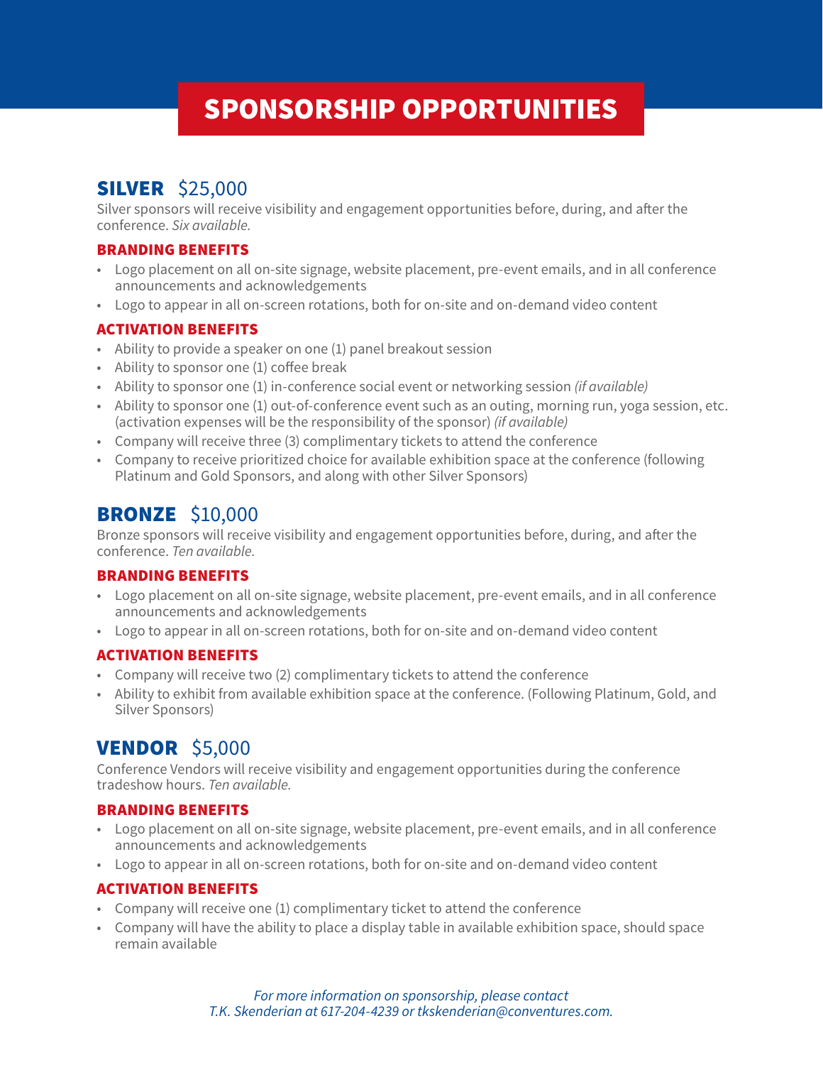# SPONSORSHIP OPPORTUNITIES

## SILVER $25,000

Silver sponsors will receive visibility and engagement opportunities before, during, and after the conference. *Six available.*

### BRANDING BENEFITS

- Logo placement on all on-site signage, website placement, pre-event emails, and in all conference announcements and acknowledgements
- Logo to appear in all on-screen rotations, both for on-site and on-demand video content

### ACTIVATION BENEFITS

- Ability to provide a speaker on one (1) panel breakout session
- Ability to sponsor one (1) coffee break
- Ability to sponsor one (1) in-conference social event or networking session *(if available)*
- Ability to sponsor one (1) out-of-conference event such as an outing, morning run, yoga session, etc. (activation expenses will be the responsibility of the sponsor) *(if available)*
- Company will receive three (3) complimentary tickets to attend the conference
- Company to receive prioritized choice for available exhibition space at the conference (following Platinum and Gold Sponsors, and along with other Silver Sponsors)

## BRONZE $10,000

Bronze sponsors will receive visibility and engagement opportunities before, during, and after the conference. *Ten available.*

### BRANDING BENEFITS

- Logo placement on all on-site signage, website placement, pre-event emails, and in all conference announcements and acknowledgements
- Logo to appear in all on-screen rotations, both for on-site and on-demand video content

### ACTIVATION BENEFITS

- Company will receive two (2) complimentary tickets to attend the conference
- Ability to exhibit from available exhibition space at the conference. (Following Platinum, Gold, and Silver Sponsors)

## VENDOR $5,000

Conference Vendors will receive visibility and engagement opportunities during the conference tradeshow hours. *Ten available.*

### BRANDING BENEFITS

- Logo placement on all on-site signage, website placement, pre-event emails, and in all conference announcements and acknowledgements
- Logo to appear in all on-screen rotations, both for on-site and on-demand video content

### ACTIVATION BENEFITS

- Company will receive one (1) complimentary ticket to attend the conference
- Company will have the ability to place a display table in available exhibition space, should space remain available

*For more information on sponsorship, please contact T.K. Skenderian at 617-204-4239 or tkskenderian@conventures.com.*